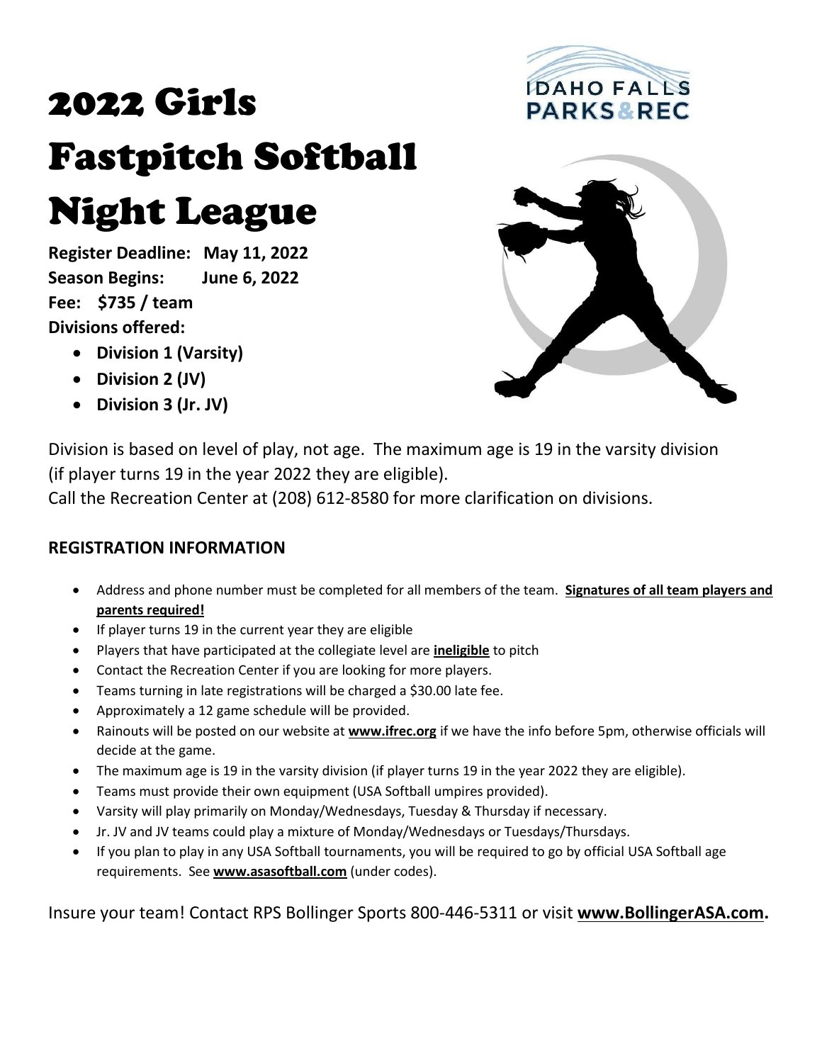# 2022 Girls Fastpitch Softball Night League

IDAHO FALLS PARKS&REC

**Register Deadline: May 11, 2022**
**Season Begins: June 6, 2022**
**Fee: $735 / team**
**Divisions offered:**

- **Division 1 (Varsity)**
- **Division 2 (JV)**
- **Division 3 (Jr. JV)**

Division is based on level of play, not age. The maximum age is 19 in the varsity division (if player turns 19 in the year 2022 they are eligible).
Call the Recreation Center at (208) 612-8580 for more clarification on divisions.

## REGISTRATION INFORMATION

- Address and phone number must be completed for all members of the team. **Signatures of all team players and parents required!**
- If player turns 19 in the current year they are eligible
- Players that have participated at the collegiate level are **ineligible** to pitch
- Contact the Recreation Center if you are looking for more players.
- Teams turning in late registrations will be charged a $30.00 late fee.
- Approximately a 12 game schedule will be provided.
- Rainouts will be posted on our website at **www.ifrec.org** if we have the info before 5pm, otherwise officials will decide at the game.
- The maximum age is 19 in the varsity division (if player turns 19 in the year 2022 they are eligible).
- Teams must provide their own equipment (USA Softball umpires provided).
- Varsity will play primarily on Monday/Wednesdays, Tuesday & Thursday if necessary.
- Jr. JV and JV teams could play a mixture of Monday/Wednesdays or Tuesdays/Thursdays.
- If you plan to play in any USA Softball tournaments, you will be required to go by official USA Softball age requirements. See **www.asasoftball.com** (under codes).

Insure your team! Contact RPS Bollinger Sports 800-446-5311 or visit **www.BollingerASA.com.**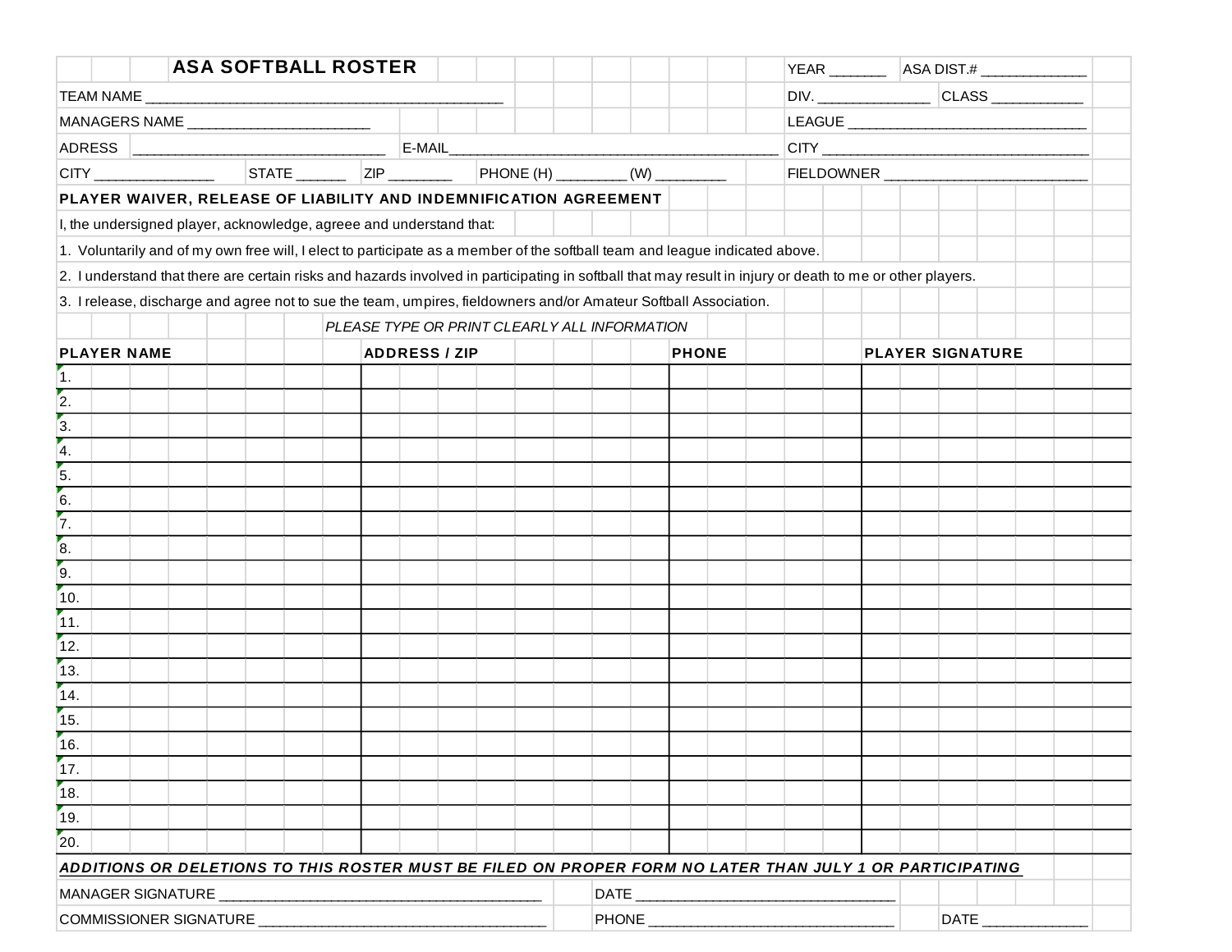# ASA SOFTBALL ROSTER

YEAR _______ ASA DIST.# _____________

TEAM NAME ____________________________________________ DIV. ______________ CLASS ___________

MANAGERS NAME _______________________ LEAGUE ______________________________

ADRESS ________________________________ E-MAIL__________________________________________ CITY __________________________________

CITY _______________ STATE ______ ZIP ________ PHONE (H) _________ (W) _________ FIELDOWNER _________________________

**PLAYER WAIVER, RELEASE OF LIABILITY AND INDEMNIFICATION AGREEMENT**

I, the undersigned player, acknowledge, agreee and understand that:

1. Voluntarily and of my own free will, I elect to participate as a member of the softball team and league indicated above.
2. I understand that there are certain risks and hazards involved in participating in softball that may result in injury or death to me or other players.
3. I release, discharge and agree not to sue the team, umpires, fieldowners and/or Amateur Softball Association.

*PLEASE TYPE OR PRINT CLEARLY ALL INFORMATION*

| PLAYER NAME | ADDRESS / ZIP | PHONE | PLAYER SIGNATURE |
|---|---|---|---|
| 1. | | | |
| 2. | | | |
| 3. | | | |
| 4. | | | |
| 5. | | | |
| 6. | | | |
| 7. | | | |
| 8. | | | |
| 9. | | | |
| 10. | | | |
| 11. | | | |
| 12. | | | |
| 13. | | | |
| 14. | | | |
| 15. | | | |
| 16. | | | |
| 17. | | | |
| 18. | | | |
| 19. | | | |
| 20. | | | |

***ADDITIONS OR DELETIONS TO THIS ROSTER MUST BE FILED ON PROPER FORM NO LATER THAN JULY 1 OR PARTICIPATING***

MANAGER SIGNATURE ________________________________________ DATE ________________________________

COMMISSIONER SIGNATURE ____________________________________ PHONE ______________________________ DATE _____________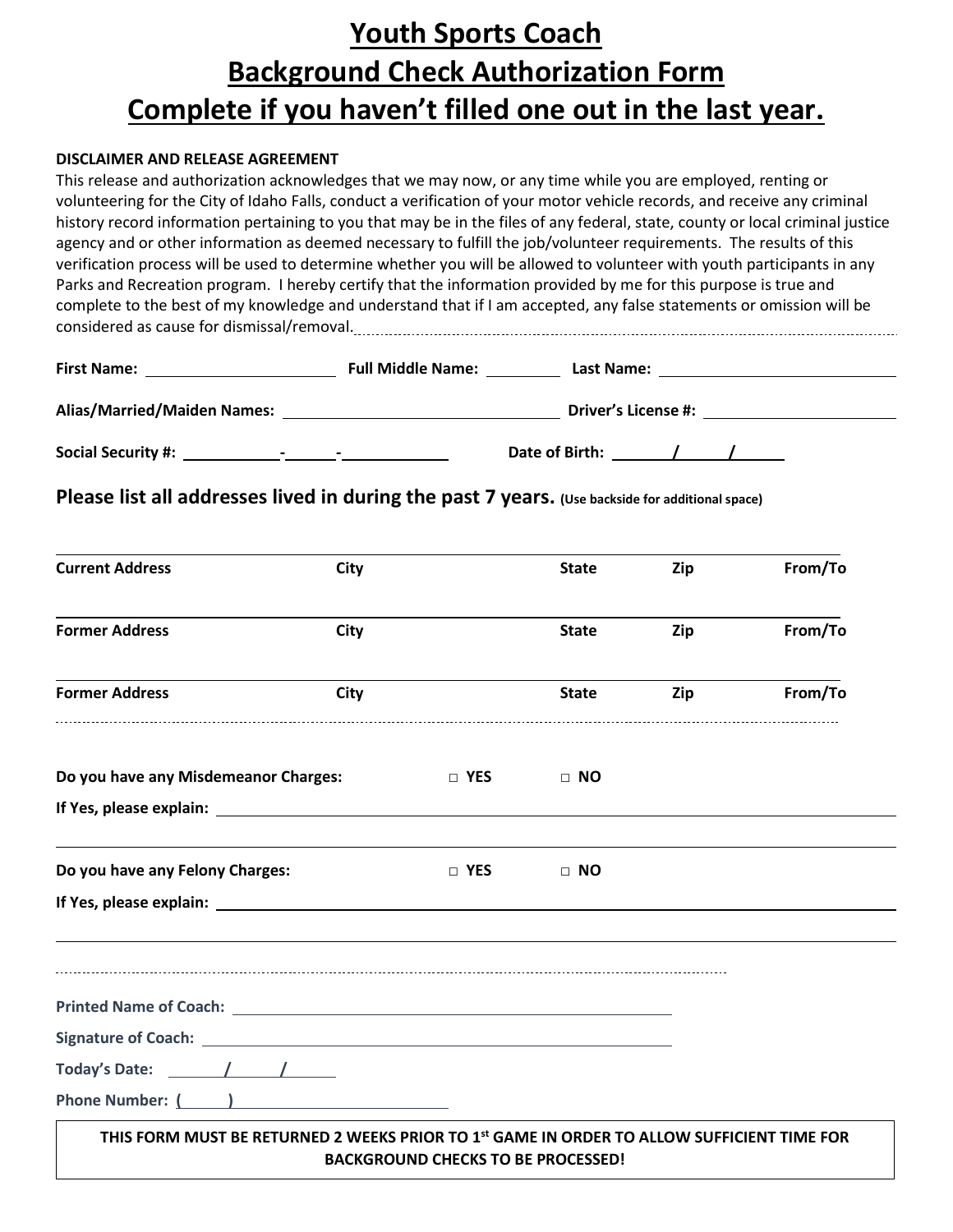# Youth Sports Coach
# Background Check Authorization Form
# Complete if you haven't filled one out in the last year.

**DISCLAIMER AND RELEASE AGREEMENT**

This release and authorization acknowledges that we may now, or any time while you are employed, renting or volunteering for the City of Idaho Falls, conduct a verification of your motor vehicle records, and receive any criminal history record information pertaining to you that may be in the files of any federal, state, county or local criminal justice agency and or other information as deemed necessary to fulfill the job/volunteer requirements. The results of this verification process will be used to determine whether you will be allowed to volunteer with youth participants in any Parks and Recreation program. I hereby certify that the information provided by me for this purpose is true and complete to the best of my knowledge and understand that if I am accepted, any false statements or omission will be considered as cause for dismissal/removal.

**First Name:** ____________ **Full Middle Name:** ________ **Last Name:** ____________

**Alias/Married/Maiden Names:** ____________________ **Driver's License #:** ____________

**Social Security #:** ______-____-______ **Date of Birth:** ____/____/____

## Please list all addresses lived in during the past 7 years. (Use backside for additional space)

| Current Address | City | State | Zip | From/To |
|---|---|---|---|---|
| | | | | |

| Former Address | City | State | Zip | From/To |
|---|---|---|---|---|
| | | | | |

| Former Address | City | State | Zip | From/To |
|---|---|---|---|---|
| | | | | |

**Do you have any Misdemeanor Charges:** □ **YES** □ **NO**

**If Yes, please explain:** ______________________________________________

**Do you have any Felony Charges:** □ **YES** □ **NO**

**If Yes, please explain:** ______________________________________________

**Printed Name of Coach:** ______________________________

**Signature of Coach:** ______________________________

**Today's Date:** ____/____/____

**Phone Number:** (____) ______________

**THIS FORM MUST BE RETURNED 2 WEEKS PRIOR TO 1st GAME IN ORDER TO ALLOW SUFFICIENT TIME FOR BACKGROUND CHECKS TO BE PROCESSED!**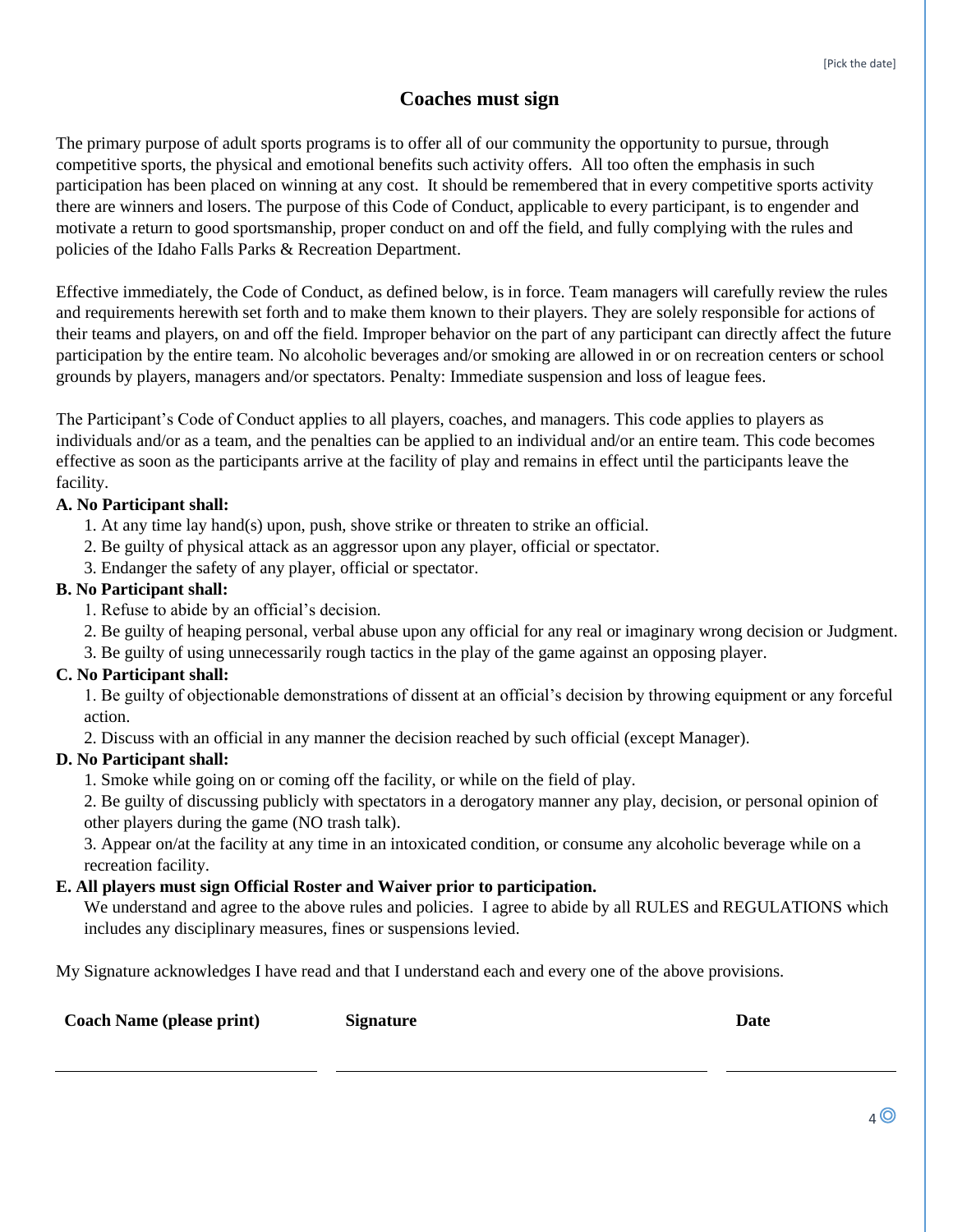## Coaches must sign

The primary purpose of adult sports programs is to offer all of our community the opportunity to pursue, through competitive sports, the physical and emotional benefits such activity offers. All too often the emphasis in such participation has been placed on winning at any cost. It should be remembered that in every competitive sports activity there are winners and losers. The purpose of this Code of Conduct, applicable to every participant, is to engender and motivate a return to good sportsmanship, proper conduct on and off the field, and fully complying with the rules and policies of the Idaho Falls Parks & Recreation Department.

Effective immediately, the Code of Conduct, as defined below, is in force. Team managers will carefully review the rules and requirements herewith set forth and to make them known to their players. They are solely responsible for actions of their teams and players, on and off the field. Improper behavior on the part of any participant can directly affect the future participation by the entire team. No alcoholic beverages and/or smoking are allowed in or on recreation centers or school grounds by players, managers and/or spectators. Penalty: Immediate suspension and loss of league fees.

The Participant's Code of Conduct applies to all players, coaches, and managers. This code applies to players as individuals and/or as a team, and the penalties can be applied to an individual and/or an entire team. This code becomes effective as soon as the participants arrive at the facility of play and remains in effect until the participants leave the facility.

**A. No Participant shall:**

1. At any time lay hand(s) upon, push, shove strike or threaten to strike an official.
2. Be guilty of physical attack as an aggressor upon any player, official or spectator.
3. Endanger the safety of any player, official or spectator.

**B. No Participant shall:**

1. Refuse to abide by an official's decision.
2. Be guilty of heaping personal, verbal abuse upon any official for any real or imaginary wrong decision or Judgment.
3. Be guilty of using unnecessarily rough tactics in the play of the game against an opposing player.

**C. No Participant shall:**

1. Be guilty of objectionable demonstrations of dissent at an official's decision by throwing equipment or any forceful action.
2. Discuss with an official in any manner the decision reached by such official (except Manager).

**D. No Participant shall:**

1. Smoke while going on or coming off the facility, or while on the field of play.
2. Be guilty of discussing publicly with spectators in a derogatory manner any play, decision, or personal opinion of other players during the game (NO trash talk).
3. Appear on/at the facility at any time in an intoxicated condition, or consume any alcoholic beverage while on a recreation facility.

**E. All players must sign Official Roster and Waiver prior to participation.**

We understand and agree to the above rules and policies. I agree to abide by all RULES and REGULATIONS which includes any disciplinary measures, fines or suspensions levied.

My Signature acknowledges I have read and that I understand each and every one of the above provisions.

| **Coach Name (please print)** | **Signature** | **Date** |
|---|---|---|
| | | |